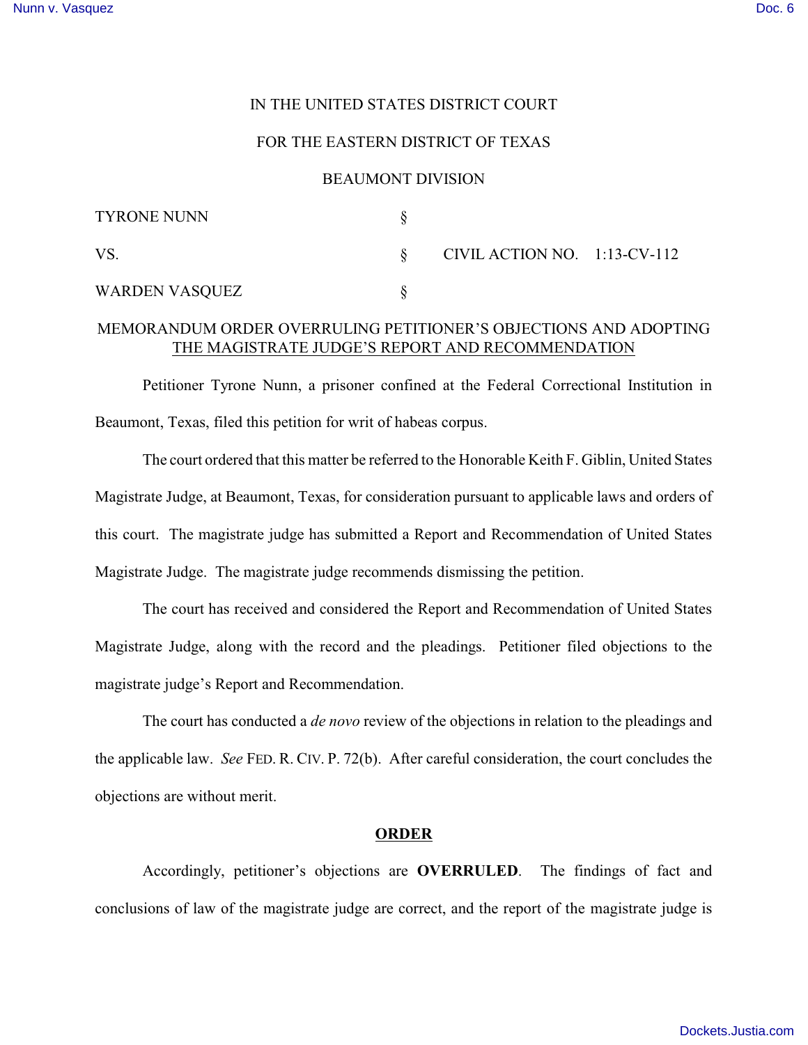IN THE UNITED STATES DISTRICT COURT

FOR THE EASTERN DISTRICT OF TEXAS

BEAUMONT DIVISION

| | | |
|---|---|---|
| TYRONE NUNN | § | |
| VS. | § | CIVIL ACTION NO. 1:13-CV-112 |
| WARDEN VASQUEZ | § | |

MEMORANDUM ORDER OVERRULING PETITIONER'S OBJECTIONS AND ADOPTING THE MAGISTRATE JUDGE'S REPORT AND RECOMMENDATION

Petitioner Tyrone Nunn, a prisoner confined at the Federal Correctional Institution in Beaumont, Texas, filed this petition for writ of habeas corpus.

The court ordered that this matter be referred to the Honorable Keith F. Giblin, United States Magistrate Judge, at Beaumont, Texas, for consideration pursuant to applicable laws and orders of this court. The magistrate judge has submitted a Report and Recommendation of United States Magistrate Judge. The magistrate judge recommends dismissing the petition.

The court has received and considered the Report and Recommendation of United States Magistrate Judge, along with the record and the pleadings. Petitioner filed objections to the magistrate judge's Report and Recommendation.

The court has conducted a *de novo* review of the objections in relation to the pleadings and the applicable law. *See* FED. R. CIV. P. 72(b). After careful consideration, the court concludes the objections are without merit.

**ORDER**

Accordingly, petitioner's objections are **OVERRULED**. The findings of fact and conclusions of law of the magistrate judge are correct, and the report of the magistrate judge is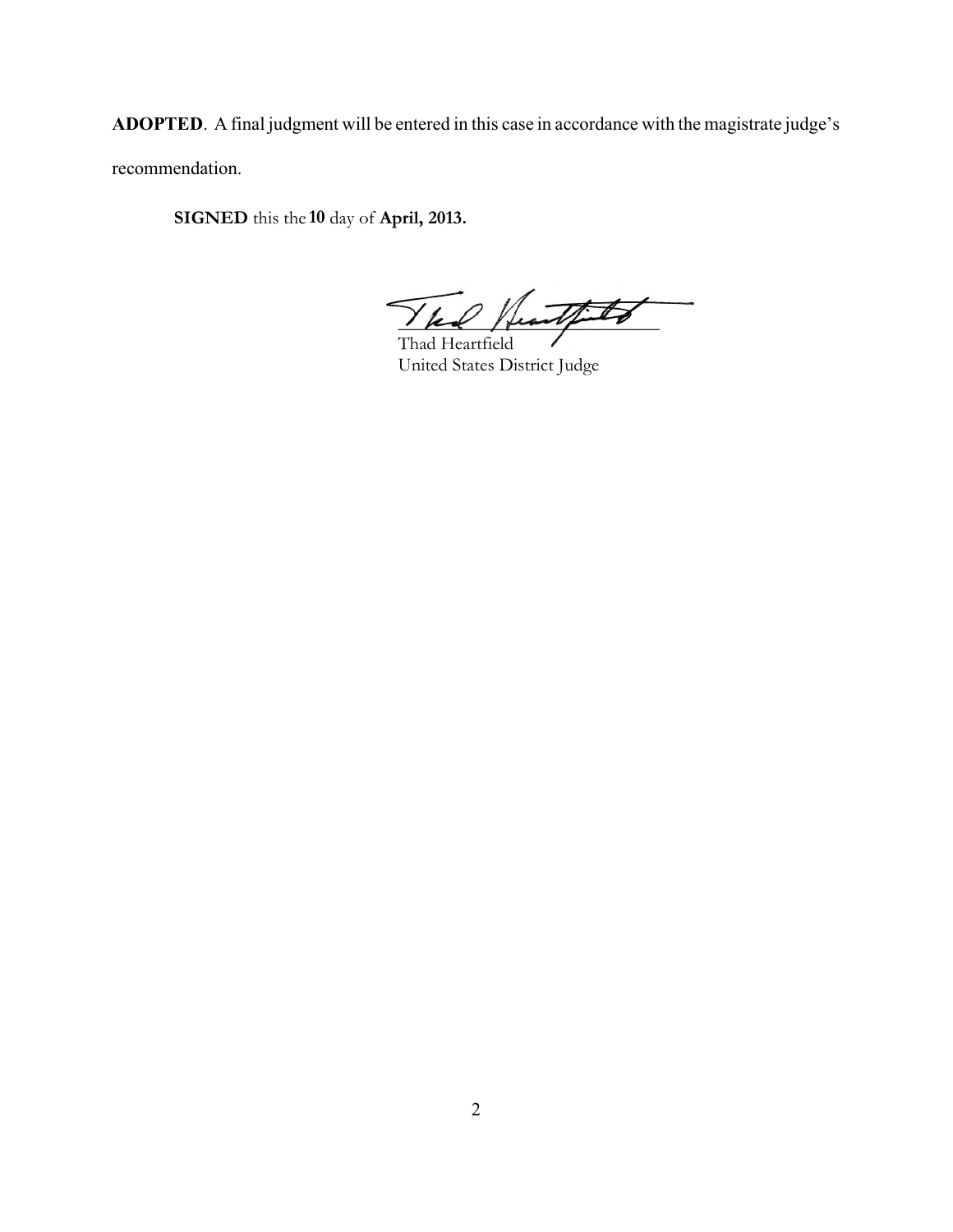**ADOPTED**. A final judgment will be entered in this case in accordance with the magistrate judge's recommendation.

**SIGNED** this the **10** day of **April, 2013.**

Thad Heartfield
United States District Judge